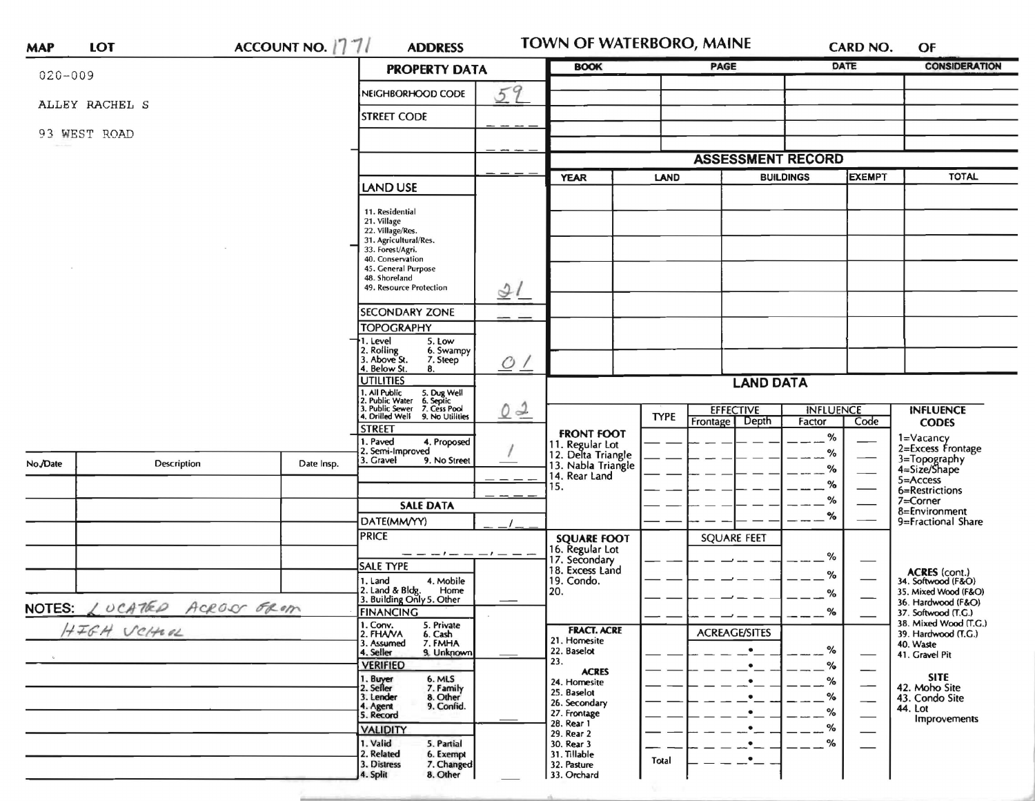MAP LOT ACCOUNT NO. 1771 ADDRESS **TOWN OF WATERBORO, MAINE** CARD NO. OF

020-009

ALLEY RACHEL S

93 WEST ROAD

## PROPERTY DATA

| | |
|---|---|
| NEIGHBORHOOD CODE | 59 |
| STREET CODE | _ _ _ _ |
| | _ _ _ _ |
| | _ _ _ _ |
| LAND USE<br>11. Residential<br>21. Village<br>22. Village/Res.<br>31. Agricultural/Res.<br>33. Forest/Agri.<br>40. Conservation<br>45. General Purpose<br>48. Shoreland<br>49. Resource Protection | 21 |
| SECONDARY ZONE | _ _ |
| TOPOGRAPHY<br>1. Level 5. Low<br>2. Rolling 6. Swampy<br>3. Above St. 7. Steep<br>4. Below St. 8. | 01 |
| UTILITIES<br>1. All Public 5. Dug Well<br>2. Public Water 6. Septic<br>3. Public Sewer 7. Cess Pool<br>4. Drilled Well 9. No Utilities | 02 |
| STREET<br>1. Paved 4. Proposed<br>2. Semi-Improved<br>3. Gravel 9. No Street | 1 |
| | _ _ _ _ |
| | _ _ _ _ |

## SALE DATA

| | |
|---|---|
| DATE(MM/YY) | _ _ / _ _ |
| PRICE | _ _ _ , _ _ _ , _ _ _ |
| SALE TYPE<br>1. Land 4. Mobile Home<br>2. Land & Bldg. 5. Other<br>3. Building Only | |
| FINANCING<br>1. Conv. 5. Private<br>2. FHA/VA 6. Cash<br>3. Assumed 7. FMHA<br>4. Seller 9. Unknown | |
| VERIFIED<br>1. Buyer 6. MLS<br>2. Seller 7. Family<br>3. Lender 8. Other<br>4. Agent 9. Confid.<br>5. Record | |
| VALIDITY<br>1. Valid 5. Partial<br>2. Related 6. Exempt<br>3. Distress 7. Changed<br>4. Split 8. Other | |

| BOOK | PAGE | DATE | CONSIDERATION |
|---|---|---|---|
| | | | |
| | | | |
| | | | |
| | | | |

## ASSESSMENT RECORD

| YEAR | LAND | BUILDINGS | EXEMPT | TOTAL |
|---|---|---|---|---|
| | | | | |
| | | | | |
| | | | | |
| | | | | |
| | | | | |
| | | | | |
| | | | | |

## LAND DATA

| | TYPE | EFFECTIVE Frontage | EFFECTIVE Depth | INFLUENCE Factor | INFLUENCE Code |
|---|---|---|---|---|---|
| **FRONT FOOT**<br>11. Regular Lot<br>12. Delta Triangle<br>13. Nabla Triangle<br>14. Rear Land<br>15. | | | | % | |
| **SQUARE FOOT**<br>16. Regular Lot<br>17. Secondary<br>18. Excess Land<br>19. Condo.<br>20. | | SQUARE FEET | | % | |
| **FRACT. ACRE**<br>21. Homesite<br>22. Baselot<br>23.<br>**ACRES**<br>24. Homesite<br>25. Baselot<br>26. Secondary<br>27. Frontage<br>28. Rear 1<br>29. Rear 2<br>30. Rear 3<br>31. Tillable<br>32. Pasture<br>33. Orchard | | ACREAGE/SITES | | % | |
| | Total | | | | |

**INFLUENCE CODES**
1=Vacancy
2=Excess Frontage
3=Topography
4=Size/Shape
5=Access
6=Restrictions
7=Corner
8=Environment
9=Fractional Share

**ACRES (cont.)**
34. Softwood (F&O)
35. Mixed Wood (F&O)
36. Hardwood (F&O)
37. Softwood (T.G.)
38. Mixed Wood (T.G.)
39. Hardwood (T.G.)
40. Waste
41. Gravel Pit

**SITE**
42. Moho Site
43. Condo Site
44. Lot Improvements

| No./Date | Description | Date Insp. |
|---|---|---|
| | | |
| | | |
| | | |
| | | |
| | | |

NOTES: LOCATED ACROSS FROM HIGH SCHOOL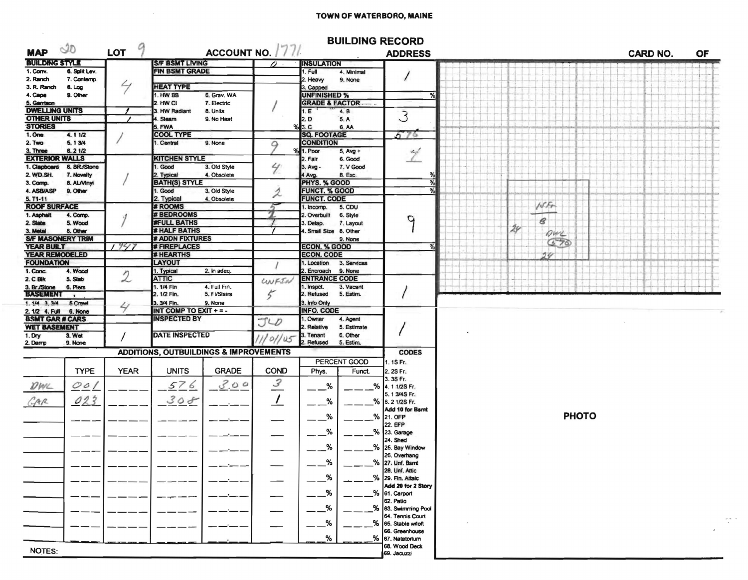**TOWN OF WATERBORO, MAINE**

# BUILDING RECORD

**MAP** 20 **LOT** 9 **ACCOUNT NO.** 1771 **ADDRESS** **CARD NO.** **OF**

| Field | Value | Field | Value | Field | Value |
|---|---|---|---|---|---|
| **BUILDING STYLE** 1. Conv. 2. Ranch 3. R. Ranch 4. Cape 5. Garrison 6. Split Lev. 7. Contemp. 8. Log 9. Other | 4 | **S/F BSMT LIVING** | 0 | **INSULATION** 1. Full 2. Heavy 3. Capped 4. Minimal 9. None | 1 |
| **DWELLING UNITS** | 1 | **FIN BSMT GRADE** | | **UNFINISHED %** | % |
| **OTHER UNITS** | 1 | **HEAT TYPE** 1. HW BB 2. HW CI 3. HW Radiant 4. Steam 5. FWA 6. Grav. WA 7. Electric 8. Units 9. No Heat | 1 | **GRADE & FACTOR** 1. E 2. D 3. C 4. B 5. A 6. AA | 3 |
| **STORIES** 1. One 2. Two 3. Three 4. 1 1/2 5. 1 3/4 6. 2 1/2 | 1 | **COOL TYPE** 1. Central 9. None | 9 % | **SQ. FOOTAGE** | 576 |
| **EXTERIOR WALLS** 1. Clapboard 2. WD.SH. 3. Comp. 4. ASB/ASP 5. T1-11 6. BR./Stone 7. Novelty 8. AL/Vinyl 9. Other | 1 | **KITCHEN STYLE** 1. Good 2. Typical 3. Old Style 4. Obsolete | 4 | **CONDITION** 1. Poor 2. Fair 3. Avg - 4 Avg. 5. Avg + 6. Good 7. V Good 8. Exc. | 4 |
| | | **BATH(S) STYLE** 1. Good 2. Typical 3. Old Style 4. Obsolete | 2 | **PHYS. % GOOD** | % |
| **ROOF SURFACE** 1. Asphalt 2. Slate 3. Metal 4. Comp. 5. Wood 6. Other | 1 | **# ROOMS** | 5 | **FUNCT. % GOOD** | % |
| | | **# BEDROOMS** | 2 | **FUNCT. CODE** 1. Incomp. 2. Overbuilt 3. Delap. 4. Small Size 5. CDU 6. Style 7. Layout 8. Other 9. None | 9 |
| | | **#FULL BATHS** | 1 | | |
| | | **# HALF BATHS** | / | | |
| **S/F MASONERY TRIM** | | **# ADDN FIXTURES** | | | |
| **YEAR BUILT** | 1947 | **# FIREPLACES** | | **ECON. % GOOD** | % |
| **YEAR REMODELED** | | **# HEARTHS** | | **ECON. CODE** 1. Location 2. Encroach 3. Services 9. None | |
| **FOUNDATION** 1. Conc. 2. C Blk 3. Br./Stone 4. Wood 5. Slab 6. Piers | 2 | **LAYOUT** 1. Typical 2. In adeq. | 1 | | |
| **BASEMENT** 1. 1/4 2. 1/2 3. 3/4 4. Full 5 Crawl 6. None | 4 | **ATTIC** 1. 1/4 Fin 2. 1/2 Fin. 3. 3/4 Fin. 4. Full Fin. 5. Fl/Stairs 9. None | UNFIN 5 | **ENTRANCE CODE** 1. Inspct. 2. Refused 3. Info Only 3. Vacant 5. Estim. | 1 |
| **BSMT GAR # CARS** | | **INT COMP TO EXIT + = -** | | **INFO. CODE** | |
| **WET BASEMENT** 1. Dry 2. Damp 3. Wet 9. None | 1 | **INSPECTED BY** | JLD | 1. Owner 2. Relative 3. Tenant 2. Refused 4. Agent 5. Estimate 6. Other 5. Estim. | 1 |
| | | **DATE INSPECTED** | 11/01/05 | | |

Sketch: 24 × 24, 1S Fr, B, DWL, 576

## ADDITIONS, OUTBUILDINGS & IMPROVEMENTS

| | TYPE | YEAR | UNITS | GRADE | COND | PERCENT GOOD Phys. | Funct. |
|---|---|---|---|---|---|---|---|
| DWL | 001 | | 576 | 3.00 | 3 | % | % |
| GAR | 023 | | 308 | | 1 | % | % |
| | | | | | | % | % |
| | | | | | | % | % |
| | | | | | | % | % |
| | | | | | | % | % |
| | | | | | | % | % |
| | | | | | | % | % |
| | | | | | | % | % |
| | | | | | | % | % |
| | | | | | | % | % |

**CODES**
1. 1S Fr.
2. 2S Fr.
3. 3S Fr.
4. 1 1/2S Fr.
5. 1 3/4S Fr.
6. 2 1/2S Fr.

Add 10 for Bsmt

21. OFP
22. EFP
23. Garage
24. Shed
25. Bay Window
26. Overhang
27. Unf. Bsmt
28. Unf. Attic
29. Fin. Attaic

Add 20 for 2 Story

61. Carport
62. Patio
63. Swimming Pool
64. Tennis Court
65. Stable w/loft
66. Greenhouse
67. Natatorium
68. Wood Deck
69. Jacuzzi

**PHOTO**

NOTES: